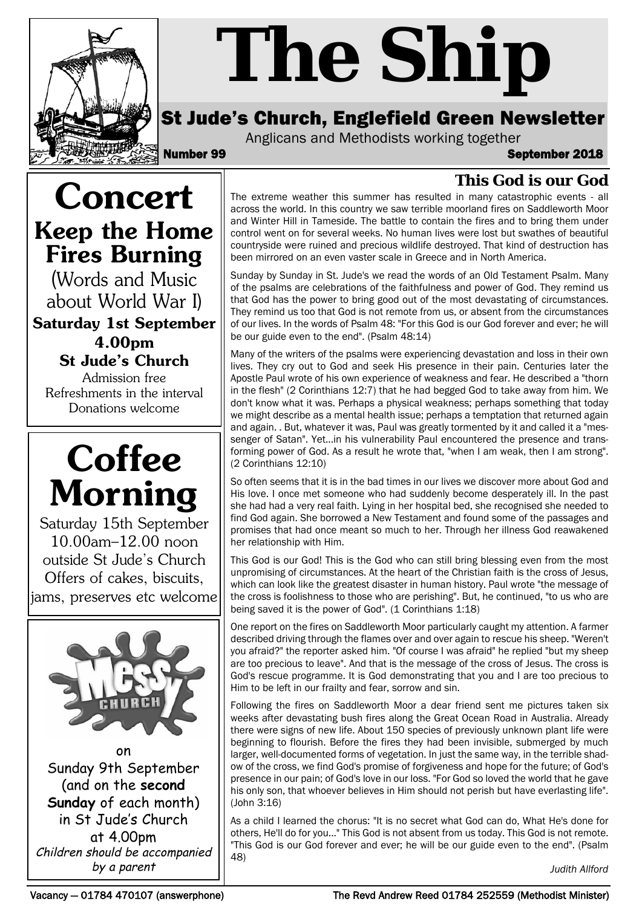# The Ship

## St Jude's Church, Englefield Green Newsletter

Anglicans and Methodists working together

**Number 99** **September 2018**

# Concert

## Keep the Home Fires Burning

(Words and Music about World War I)

**Saturday 1st September**
**4.00pm**
**St Jude's Church**

Admission free
Refreshments in the interval
Donations welcome

# Coffee Morning

Saturday 15th September
10.00am–12.00 noon
outside St Jude's Church
Offers of cakes, biscuits, jams, preserves etc welcome

# Messy Church

on
Sunday 9th September
(and on the **second Sunday** of each month)
in St Jude's Church
at 4.00pm

*Children should be accompanied by a parent*

## This God is our God

The extreme weather this summer has resulted in many catastrophic events - all across the world. In this country we saw terrible moorland fires on Saddleworth Moor and Winter Hill in Tameside. The battle to contain the fires and to bring them under control went on for several weeks. No human lives were lost but swathes of beautiful countryside were ruined and precious wildlife destroyed. That kind of destruction has been mirrored on an even vaster scale in Greece and in North America.

Sunday by Sunday in St. Jude's we read the words of an Old Testament Psalm. Many of the psalms are celebrations of the faithfulness and power of God. They remind us that God has the power to bring good out of the most devastating of circumstances. They remind us too that God is not remote from us, or absent from the circumstances of our lives. In the words of Psalm 48: "For this God is our God forever and ever; he will be our guide even to the end". (Psalm 48:14)

Many of the writers of the psalms were experiencing devastation and loss in their own lives. They cry out to God and seek His presence in their pain. Centuries later the Apostle Paul wrote of his own experience of weakness and fear. He described a "thorn in the flesh" (2 Corinthians 12:7) that he had begged God to take away from him. We don't know what it was. Perhaps a physical weakness; perhaps something that today we might describe as a mental health issue; perhaps a temptation that returned again and again. . But, whatever it was, Paul was greatly tormented by it and called it a "messenger of Satan". Yet...in his vulnerability Paul encountered the presence and transforming power of God. As a result he wrote that, "when I am weak, then I am strong". (2 Corinthians 12:10)

So often seems that it is in the bad times in our lives we discover more about God and His love. I once met someone who had suddenly become desperately ill. In the past she had had a very real faith. Lying in her hospital bed, she recognised she needed to find God again. She borrowed a New Testament and found some of the passages and promises that had once meant so much to her. Through her illness God reawakened her relationship with Him.

This God is our God! This is the God who can still bring blessing even from the most unpromising of circumstances. At the heart of the Christian faith is the cross of Jesus, which can look like the greatest disaster in human history. Paul wrote "the message of the cross is foolishness to those who are perishing". But, he continued, "to us who are being saved it is the power of God". (1 Corinthians 1:18)

One report on the fires on Saddleworth Moor particularly caught my attention. A farmer described driving through the flames over and over again to rescue his sheep. "Weren't you afraid?" the reporter asked him. "Of course I was afraid" he replied "but my sheep are too precious to leave". And that is the message of the cross of Jesus. The cross is God's rescue programme. It is God demonstrating that you and I are too precious to Him to be left in our frailty and fear, sorrow and sin.

Following the fires on Saddleworth Moor a dear friend sent me pictures taken six weeks after devastating bush fires along the Great Ocean Road in Australia. Already there were signs of new life. About 150 species of previously unknown plant life were beginning to flourish. Before the fires they had been invisible, submerged by much larger, well-documented forms of vegetation. In just the same way, in the terrible shadow of the cross, we find God's promise of forgiveness and hope for the future; of God's presence in our pain; of God's love in our loss. "For God so loved the world that he gave his only son, that whoever believes in Him should not perish but have everlasting life". (John 3:16)

As a child I learned the chorus: "It is no secret what God can do, What He's done for others, He'll do for you..." This God is not absent from us today. This God is not remote. "This God is our God forever and ever; he will be our guide even to the end". (Psalm 48)

*Judith Allford*

Vacancy — 01784 470107 (answerphone) The Revd Andrew Reed 01784 252559 (Methodist Minister)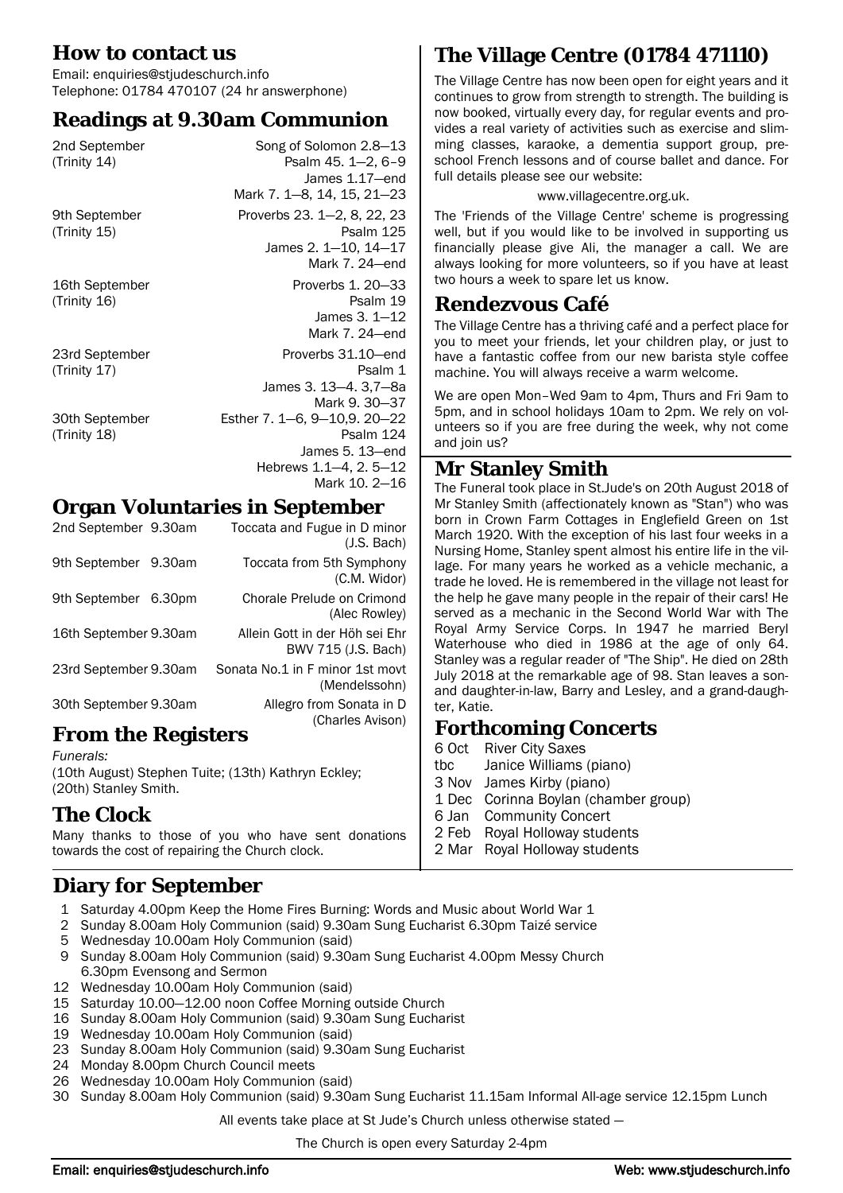## How to contact us

Email: enquiries@stjudeschurch.info
Telephone: 01784 470107 (24 hr answerphone)

## Readings at 9.30am Communion

| | |
|---|---|
| 2nd September (Trinity 14) | Song of Solomon 2.8—13<br>Psalm 45. 1—2, 6–9<br>James 1.17—end<br>Mark 7. 1—8, 14, 15, 21—23 |
| 9th September (Trinity 15) | Proverbs 23. 1—2, 8, 22, 23<br>Psalm 125<br>James 2. 1—10, 14—17<br>Mark 7. 24—end |
| 16th September (Trinity 16) | Proverbs 1. 20—33<br>Psalm 19<br>James 3. 1—12<br>Mark 7. 24—end |
| 23rd September (Trinity 17) | Proverbs 31.10—end<br>Psalm 1<br>James 3. 13—4. 3,7—8a<br>Mark 9. 30—37 |
| 30th September (Trinity 18) | Esther 7. 1—6, 9—10,9. 20—22<br>Psalm 124<br>James 5. 13—end<br>Hebrews 1.1—4, 2. 5—12<br>Mark 10. 2—16 |

## Organ Voluntaries in September

| | |
|---|---|
| 2nd September 9.30am | Toccata and Fugue in D minor (J.S. Bach) |
| 9th September 9.30am | Toccata from 5th Symphony (C.M. Widor) |
| 9th September 6.30pm | Chorale Prelude on Crimond (Alec Rowley) |
| 16th September 9.30am | Allein Gott in der Höh sei Ehr BWV 715 (J.S. Bach) |
| 23rd September 9.30am | Sonata No.1 in F minor 1st movt (Mendelssohn) |
| 30th September 9.30am | Allegro from Sonata in D (Charles Avison) |

## From the Registers

*Funerals:*

(10th August) Stephen Tuite; (13th) Kathryn Eckley; (20th) Stanley Smith.

## The Clock

Many thanks to those of you who have sent donations towards the cost of repairing the Church clock.

## The Village Centre (01784 471110)

The Village Centre has now been open for eight years and it continues to grow from strength to strength. The building is now booked, virtually every day, for regular events and provides a real variety of activities such as exercise and slimming classes, karaoke, a dementia support group, pre-school French lessons and of course ballet and dance. For full details please see our website:

www.villagecentre.org.uk.

The 'Friends of the Village Centre' scheme is progressing well, but if you would like to be involved in supporting us financially please give Ali, the manager a call. We are always looking for more volunteers, so if you have at least two hours a week to spare let us know.

## Rendezvous Café

The Village Centre has a thriving café and a perfect place for you to meet your friends, let your children play, or just to have a fantastic coffee from our new barista style coffee machine. You will always receive a warm welcome.

We are open Mon–Wed 9am to 4pm, Thurs and Fri 9am to 5pm, and in school holidays 10am to 2pm. We rely on volunteers so if you are free during the week, why not come and join us?

## Mr Stanley Smith

The Funeral took place in St.Jude's on 20th August 2018 of Mr Stanley Smith (affectionately known as "Stan") who was born in Crown Farm Cottages in Englefield Green on 1st March 1920. With the exception of his last four weeks in a Nursing Home, Stanley spent almost his entire life in the village. For many years he worked as a vehicle mechanic, a trade he loved. He is remembered in the village not least for the help he gave many people in the repair of their cars! He served as a mechanic in the Second World War with The Royal Army Service Corps. In 1947 he married Beryl Waterhouse who died in 1986 at the age of only 64. Stanley was a regular reader of "The Ship". He died on 28th July 2018 at the remarkable age of 98. Stan leaves a son-and daughter-in-law, Barry and Lesley, and a grand-daughter, Katie.

## Forthcoming Concerts

| | |
|---|---|
| 6 Oct | River City Saxes |
| tbc | Janice Williams (piano) |
| 3 Nov | James Kirby (piano) |
| 1 Dec | Corinna Boylan (chamber group) |
| 6 Jan | Community Concert |
| 2 Feb | Royal Holloway students |
| 2 Mar | Royal Holloway students |

## Diary for September

1. Saturday 4.00pm Keep the Home Fires Burning: Words and Music about World War 1
2. Sunday 8.00am Holy Communion (said) 9.30am Sung Eucharist 6.30pm Taizé service
5. Wednesday 10.00am Holy Communion (said)
9. Sunday 8.00am Holy Communion (said) 9.30am Sung Eucharist 4.00pm Messy Church 6.30pm Evensong and Sermon
12. Wednesday 10.00am Holy Communion (said)
15. Saturday 10.00—12.00 noon Coffee Morning outside Church
16. Sunday 8.00am Holy Communion (said) 9.30am Sung Eucharist
19. Wednesday 10.00am Holy Communion (said)
23. Sunday 8.00am Holy Communion (said) 9.30am Sung Eucharist
24. Monday 8.00pm Church Council meets
26. Wednesday 10.00am Holy Communion (said)
30. Sunday 8.00am Holy Communion (said) 9.30am Sung Eucharist 11.15am Informal All-age service 12.15pm Lunch

All events take place at St Jude's Church unless otherwise stated —

The Church is open every Saturday 2-4pm